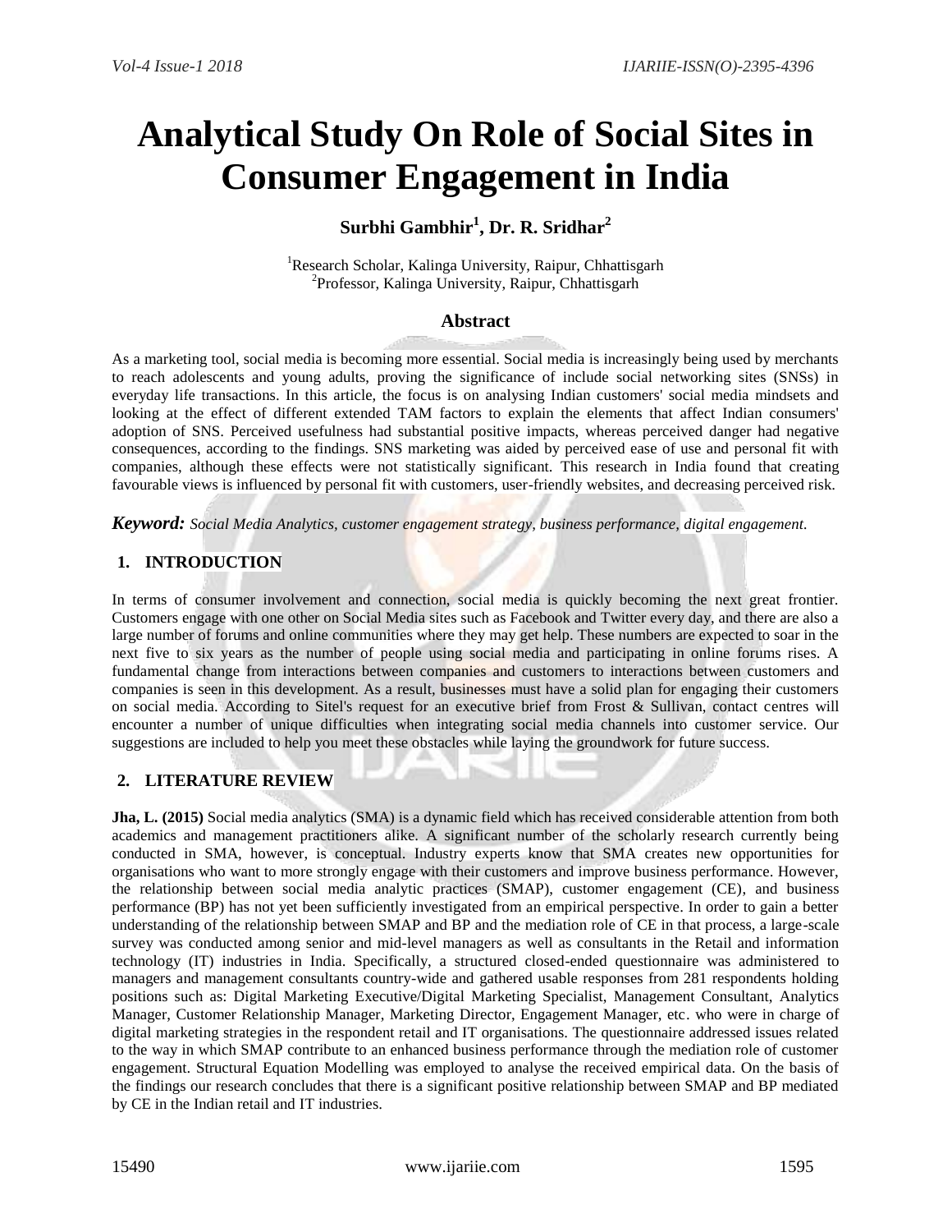# Analytical Study On Role of Social Sites in Consumer Engagement in India

**Surbhi Gambhir[1], Dr. R. Sridhar[2]**

[1]Research Scholar, Kalinga University, Raipur, Chhattisgarh
[2]Professor, Kalinga University, Raipur, Chhattisgarh

## Abstract

As a marketing tool, social media is becoming more essential. Social media is increasingly being used by merchants to reach adolescents and young adults, proving the significance of include social networking sites (SNSs) in everyday life transactions. In this article, the focus is on analysing Indian customers' social media mindsets and looking at the effect of different extended TAM factors to explain the elements that affect Indian consumers' adoption of SNS. Perceived usefulness had substantial positive impacts, whereas perceived danger had negative consequences, according to the findings. SNS marketing was aided by perceived ease of use and personal fit with companies, although these effects were not statistically significant. This research in India found that creating favourable views is influenced by personal fit with customers, user-friendly websites, and decreasing perceived risk.

***Keyword:*** *Social Media Analytics, customer engagement strategy, business performance, digital engagement.*

## 1. INTRODUCTION

In terms of consumer involvement and connection, social media is quickly becoming the next great frontier. Customers engage with one other on Social Media sites such as Facebook and Twitter every day, and there are also a large number of forums and online communities where they may get help. These numbers are expected to soar in the next five to six years as the number of people using social media and participating in online forums rises. A fundamental change from interactions between companies and customers to interactions between customers and companies is seen in this development. As a result, businesses must have a solid plan for engaging their customers on social media. According to Sitel's request for an executive brief from Frost & Sullivan, contact centres will encounter a number of unique difficulties when integrating social media channels into customer service. Our suggestions are included to help you meet these obstacles while laying the groundwork for future success.

## 2. LITERATURE REVIEW

**Jha, L. (2015)** Social media analytics (SMA) is a dynamic field which has received considerable attention from both academics and management practitioners alike. A significant number of the scholarly research currently being conducted in SMA, however, is conceptual. Industry experts know that SMA creates new opportunities for organisations who want to more strongly engage with their customers and improve business performance. However, the relationship between social media analytic practices (SMAP), customer engagement (CE), and business performance (BP) has not yet been sufficiently investigated from an empirical perspective. In order to gain a better understanding of the relationship between SMAP and BP and the mediation role of CE in that process, a large-scale survey was conducted among senior and mid-level managers as well as consultants in the Retail and information technology (IT) industries in India. Specifically, a structured closed-ended questionnaire was administered to managers and management consultants country-wide and gathered usable responses from 281 respondents holding positions such as: Digital Marketing Executive/Digital Marketing Specialist, Management Consultant, Analytics Manager, Customer Relationship Manager, Marketing Director, Engagement Manager, etc. who were in charge of digital marketing strategies in the respondent retail and IT organisations. The questionnaire addressed issues related to the way in which SMAP contribute to an enhanced business performance through the mediation role of customer engagement. Structural Equation Modelling was employed to analyse the received empirical data. On the basis of the findings our research concludes that there is a significant positive relationship between SMAP and BP mediated by CE in the Indian retail and IT industries.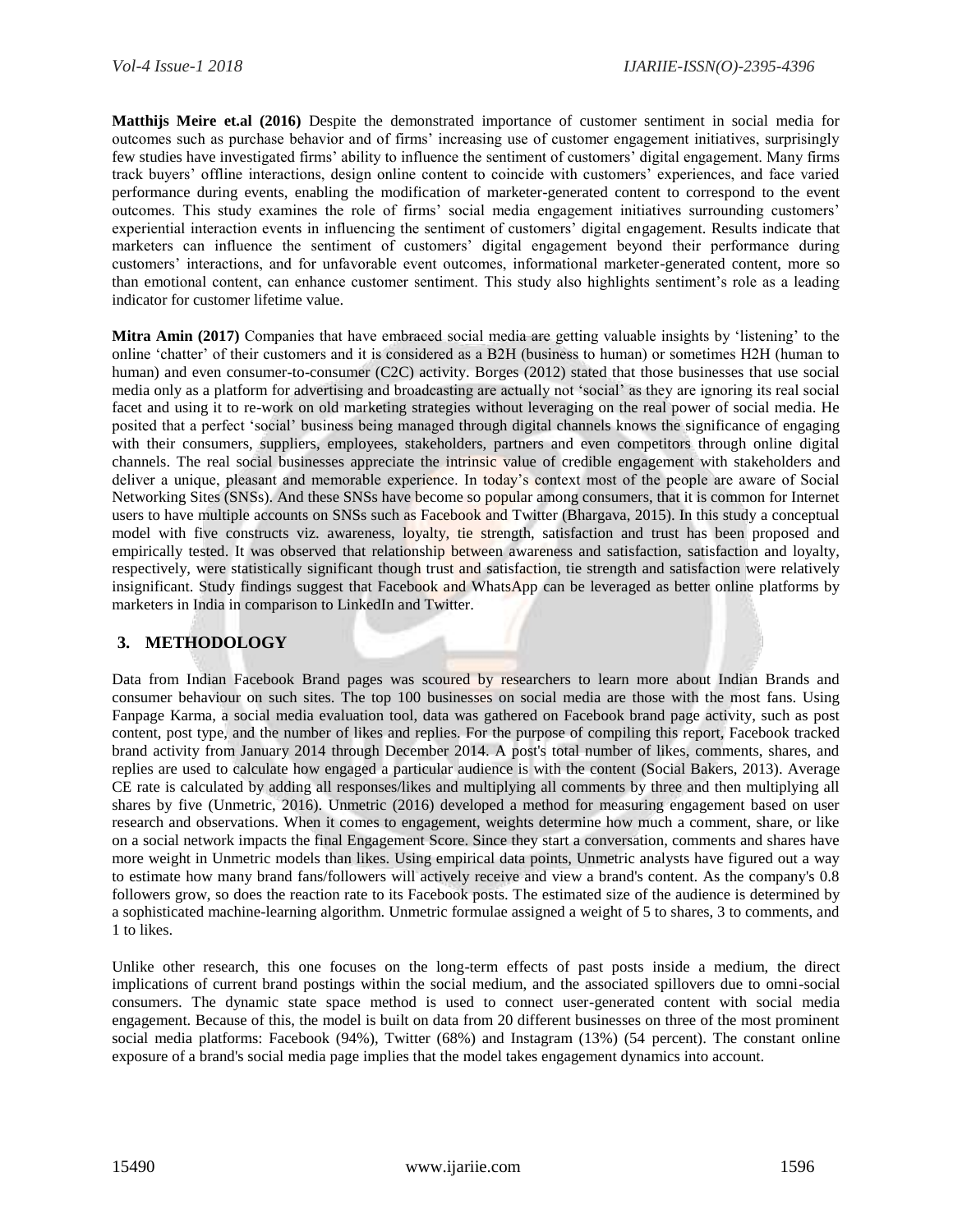**Matthijs Meire et.al (2016)** Despite the demonstrated importance of customer sentiment in social media for outcomes such as purchase behavior and of firms' increasing use of customer engagement initiatives, surprisingly few studies have investigated firms' ability to influence the sentiment of customers' digital engagement. Many firms track buyers' offline interactions, design online content to coincide with customers' experiences, and face varied performance during events, enabling the modification of marketer-generated content to correspond to the event outcomes. This study examines the role of firms' social media engagement initiatives surrounding customers' experiential interaction events in influencing the sentiment of customers' digital engagement. Results indicate that marketers can influence the sentiment of customers' digital engagement beyond their performance during customers' interactions, and for unfavorable event outcomes, informational marketer-generated content, more so than emotional content, can enhance customer sentiment. This study also highlights sentiment's role as a leading indicator for customer lifetime value.

**Mitra Amin (2017)** Companies that have embraced social media are getting valuable insights by 'listening' to the online 'chatter' of their customers and it is considered as a B2H (business to human) or sometimes H2H (human to human) and even consumer-to-consumer (C2C) activity. Borges (2012) stated that those businesses that use social media only as a platform for advertising and broadcasting are actually not 'social' as they are ignoring its real social facet and using it to re-work on old marketing strategies without leveraging on the real power of social media. He posited that a perfect 'social' business being managed through digital channels knows the significance of engaging with their consumers, suppliers, employees, stakeholders, partners and even competitors through online digital channels. The real social businesses appreciate the intrinsic value of credible engagement with stakeholders and deliver a unique, pleasant and memorable experience. In today's context most of the people are aware of Social Networking Sites (SNSs). And these SNSs have become so popular among consumers, that it is common for Internet users to have multiple accounts on SNSs such as Facebook and Twitter (Bhargava, 2015). In this study a conceptual model with five constructs viz. awareness, loyalty, tie strength, satisfaction and trust has been proposed and empirically tested. It was observed that relationship between awareness and satisfaction, satisfaction and loyalty, respectively, were statistically significant though trust and satisfaction, tie strength and satisfaction were relatively insignificant. Study findings suggest that Facebook and WhatsApp can be leveraged as better online platforms by marketers in India in comparison to LinkedIn and Twitter.

## 3. METHODOLOGY

Data from Indian Facebook Brand pages was scoured by researchers to learn more about Indian Brands and consumer behaviour on such sites. The top 100 businesses on social media are those with the most fans. Using Fanpage Karma, a social media evaluation tool, data was gathered on Facebook brand page activity, such as post content, post type, and the number of likes and replies. For the purpose of compiling this report, Facebook tracked brand activity from January 2014 through December 2014. A post's total number of likes, comments, shares, and replies are used to calculate how engaged a particular audience is with the content (Social Bakers, 2013). Average CE rate is calculated by adding all responses/likes and multiplying all comments by three and then multiplying all shares by five (Unmetric, 2016). Unmetric (2016) developed a method for measuring engagement based on user research and observations. When it comes to engagement, weights determine how much a comment, share, or like on a social network impacts the final Engagement Score. Since they start a conversation, comments and shares have more weight in Unmetric models than likes. Using empirical data points, Unmetric analysts have figured out a way to estimate how many brand fans/followers will actively receive and view a brand's content. As the company's 0.8 followers grow, so does the reaction rate to its Facebook posts. The estimated size of the audience is determined by a sophisticated machine-learning algorithm. Unmetric formulae assigned a weight of 5 to shares, 3 to comments, and 1 to likes.

Unlike other research, this one focuses on the long-term effects of past posts inside a medium, the direct implications of current brand postings within the social medium, and the associated spillovers due to omni-social consumers. The dynamic state space method is used to connect user-generated content with social media engagement. Because of this, the model is built on data from 20 different businesses on three of the most prominent social media platforms: Facebook (94%), Twitter (68%) and Instagram (13%) (54 percent). The constant online exposure of a brand's social media page implies that the model takes engagement dynamics into account.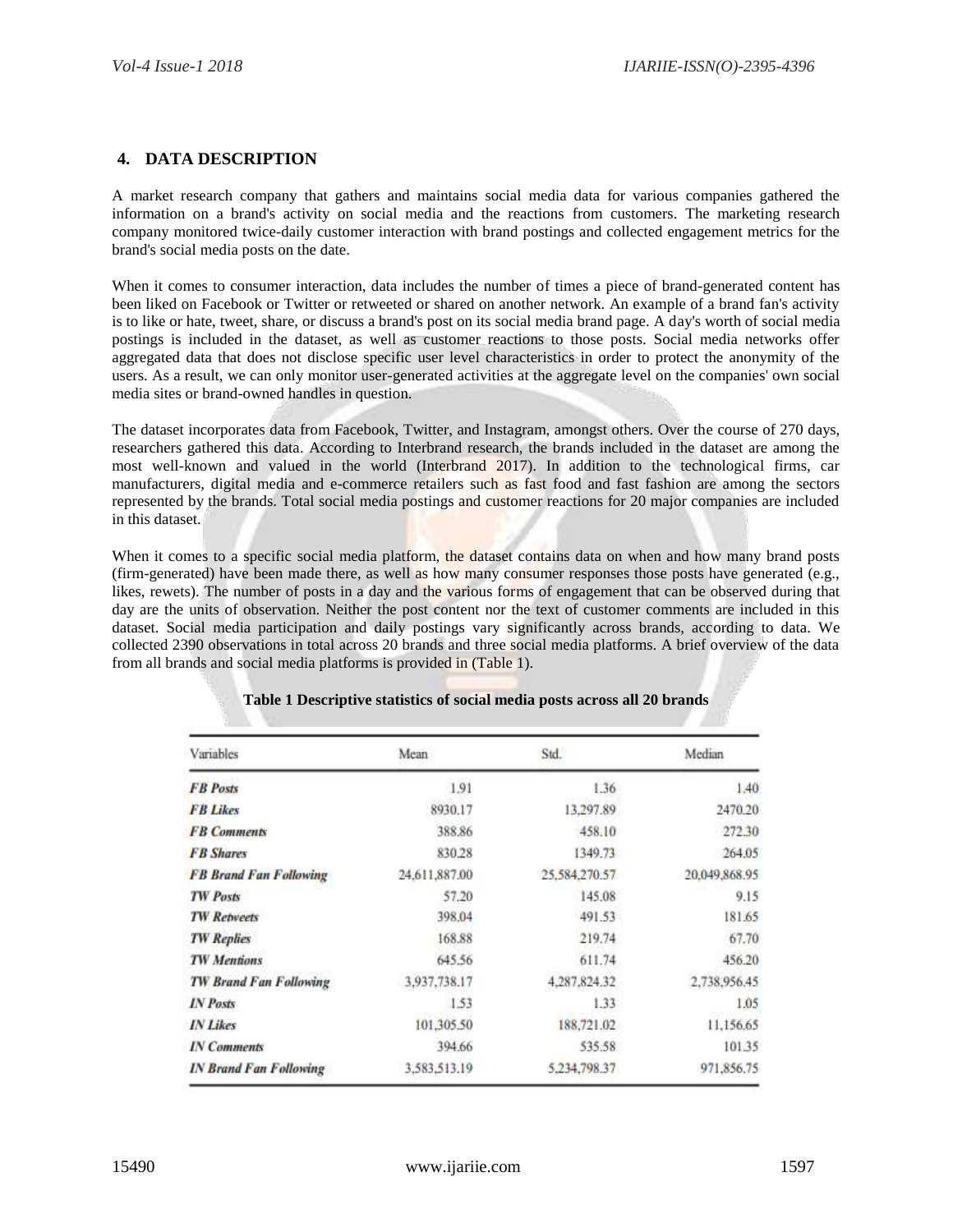## 4. DATA DESCRIPTION

A market research company that gathers and maintains social media data for various companies gathered the information on a brand's activity on social media and the reactions from customers. The marketing research company monitored twice-daily customer interaction with brand postings and collected engagement metrics for the brand's social media posts on the date.

When it comes to consumer interaction, data includes the number of times a piece of brand-generated content has been liked on Facebook or Twitter or retweeted or shared on another network. An example of a brand fan's activity is to like or hate, tweet, share, or discuss a brand's post on its social media brand page. A day's worth of social media postings is included in the dataset, as well as customer reactions to those posts. Social media networks offer aggregated data that does not disclose specific user level characteristics in order to protect the anonymity of the users. As a result, we can only monitor user-generated activities at the aggregate level on the companies' own social media sites or brand-owned handles in question.

The dataset incorporates data from Facebook, Twitter, and Instagram, amongst others. Over the course of 270 days, researchers gathered this data. According to Interbrand research, the brands included in the dataset are among the most well-known and valued in the world (Interbrand 2017). In addition to the technological firms, car manufacturers, digital media and e-commerce retailers such as fast food and fast fashion are among the sectors represented by the brands. Total social media postings and customer reactions for 20 major companies are included in this dataset.

When it comes to a specific social media platform, the dataset contains data on when and how many brand posts (firm-generated) have been made there, as well as how many consumer responses those posts have generated (e.g., likes, rewets). The number of posts in a day and the various forms of engagement that can be observed during that day are the units of observation. Neither the post content nor the text of customer comments are included in this dataset. Social media participation and daily postings vary significantly across brands, according to data. We collected 2390 observations in total across 20 brands and three social media platforms. A brief overview of the data from all brands and social media platforms is provided in (Table 1).

**Table 1 Descriptive statistics of social media posts across all 20 brands**

| Variables | Mean | Std. | Median |
|---|---|---|---|
| ***FB Posts*** | 1.91 | 1.36 | 1.40 |
| ***FB Likes*** | 8930.17 | 13,297.89 | 2470.20 |
| ***FB Comments*** | 388.86 | 458.10 | 272.30 |
| ***FB Shares*** | 830.28 | 1349.73 | 264.05 |
| ***FB Brand Fan Following*** | 24,611,887.00 | 25,584,270.57 | 20,049,868.95 |
| ***TW Posts*** | 57.20 | 145.08 | 9.15 |
| ***TW Retweets*** | 398.04 | 491.53 | 181.65 |
| ***TW Replies*** | 168.88 | 219.74 | 67.70 |
| ***TW Mentions*** | 645.56 | 611.74 | 456.20 |
| ***TW Brand Fan Following*** | 3,937,738.17 | 4,287,824.32 | 2,738,956.45 |
| ***IN Posts*** | 1.53 | 1.33 | 1.05 |
| ***IN Likes*** | 101,305.50 | 188,721.02 | 11,156.65 |
| ***IN Comments*** | 394.66 | 535.58 | 101.35 |
| ***IN Brand Fan Following*** | 3,583,513.19 | 5,234,798.37 | 971,856.75 |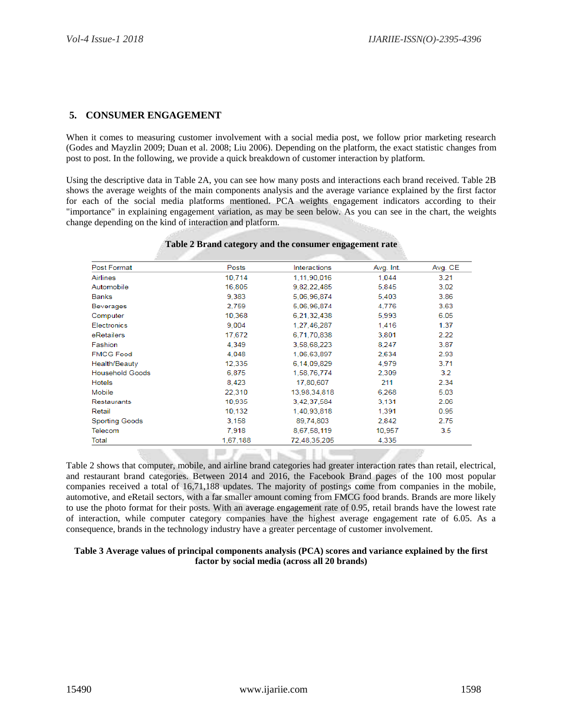## 5. CONSUMER ENGAGEMENT

When it comes to measuring customer involvement with a social media post, we follow prior marketing research (Godes and Mayzlin 2009; Duan et al. 2008; Liu 2006). Depending on the platform, the exact statistic changes from post to post. In the following, we provide a quick breakdown of customer interaction by platform.

Using the descriptive data in Table 2A, you can see how many posts and interactions each brand received. Table 2B shows the average weights of the main components analysis and the average variance explained by the first factor for each of the social media platforms mentioned. PCA weights engagement indicators according to their "importance" in explaining engagement variation, as may be seen below. As you can see in the chart, the weights change depending on the kind of interaction and platform.

**Table 2 Brand category and the consumer engagement rate**

| Post Format | Posts | Interactions | Avg. Int. | Avg. CE |
|---|---|---|---|---|
| Airlines | 10,714 | 1,11,90,016 | 1,044 | 3.21 |
| Automobile | 16,805 | 9,82,22,485 | 5,845 | 3.02 |
| Banks | 9,383 | 5,06,96,874 | 5,403 | 3.86 |
| Beverages | 2,759 | 5,06,96,874 | 4,776 | 3.63 |
| Computer | 10,368 | 6,21,32,438 | 5,993 | 6.05 |
| Electronics | 9,004 | 1,27,46,287 | 1,416 | 1.37 |
| eRetailers | 17,672 | 6,71,70,838 | 3,801 | 2.22 |
| Fashion | 4,349 | 3,58,68,223 | 8,247 | 3.87 |
| FMCG Food | 4,048 | 1,06,63,897 | 2,634 | 2.93 |
| Health/Beauty | 12,335 | 6,14,09,829 | 4,979 | 3.71 |
| Household Goods | 6,875 | 1,58,76,774 | 2,309 | 3.2 |
| Hotels | 8,423 | 17,80,607 | 211 | 2.34 |
| Mobile | 22,310 | 13,98,34,818 | 6,268 | 5.03 |
| Restaurants | 10,935 | 3,42,37,584 | 3,131 | 2.06 |
| Retail | 10,132 | 1,40,93,818 | 1,391 | 0.95 |
| Sporting Goods | 3,158 | 89,74,803 | 2,842 | 2.75 |
| Telecom | 7,918 | 8,67,58,119 | 10,957 | 3.5 |
| Total | 1,67,188 | 72,48,35,205 | 4,335 | |

Table 2 shows that computer, mobile, and airline brand categories had greater interaction rates than retail, electrical, and restaurant brand categories. Between 2014 and 2016, the Facebook Brand pages of the 100 most popular companies received a total of 16,71,188 updates. The majority of postings come from companies in the mobile, automotive, and eRetail sectors, with a far smaller amount coming from FMCG food brands. Brands are more likely to use the photo format for their posts. With an average engagement rate of 0.95, retail brands have the lowest rate of interaction, while computer category companies have the highest average engagement rate of 6.05. As a consequence, brands in the technology industry have a greater percentage of customer involvement.

**Table 3 Average values of principal components analysis (PCA) scores and variance explained by the first factor by social media (across all 20 brands)**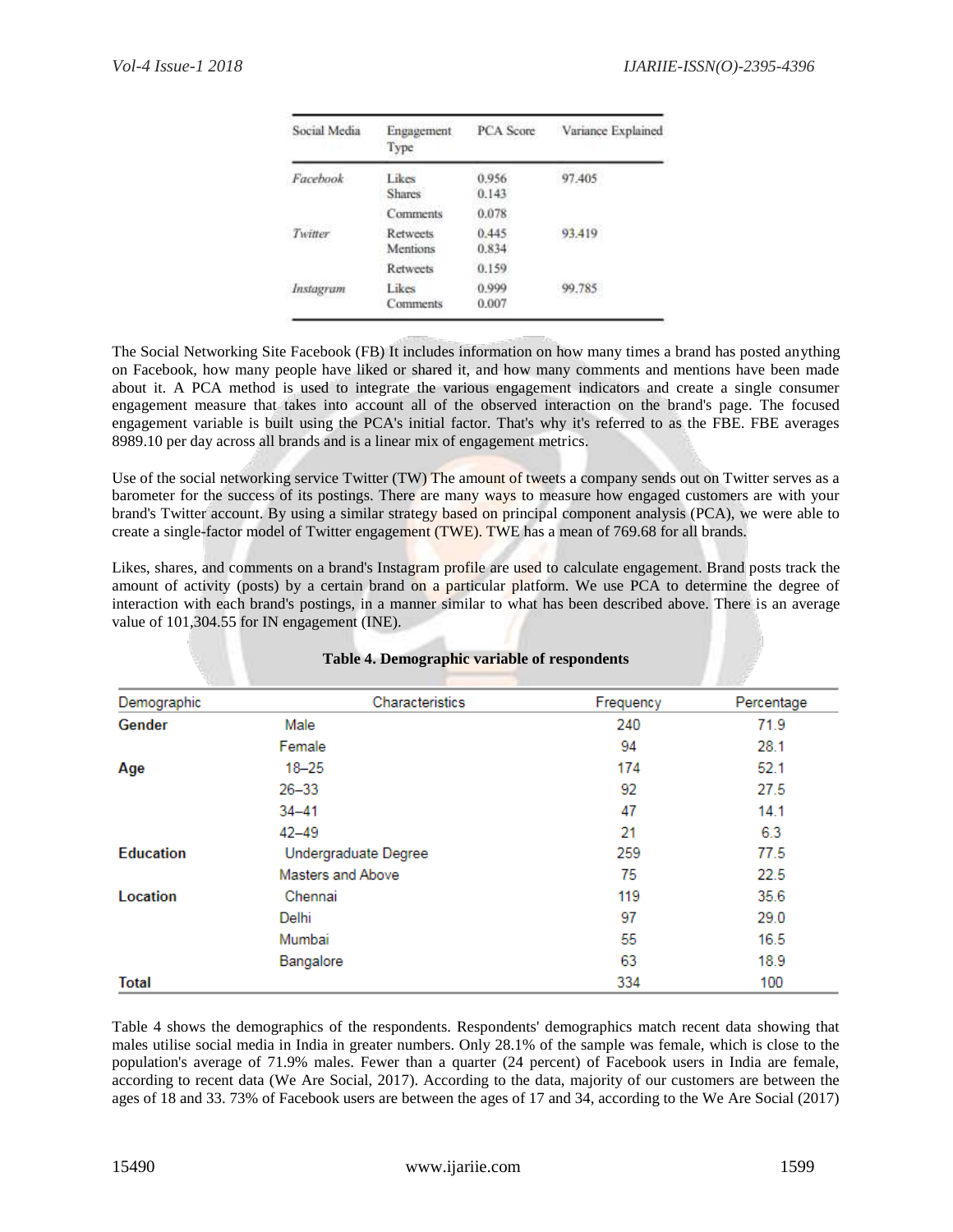| Social Media | Engagement Type | PCA Score | Variance Explained |
|---|---|---|---|
| *Facebook* | Likes | 0.956 | 97.405 |
| | Shares | 0.143 | |
| | Comments | 0.078 | |
| *Twitter* | Retweets | 0.445 | 93.419 |
| | Mentions | 0.834 | |
| | Retweets | 0.159 | |
| *Instagram* | Likes | 0.999 | 99.785 |
| | Comments | 0.007 | |

The Social Networking Site Facebook (FB) It includes information on how many times a brand has posted anything on Facebook, how many people have liked or shared it, and how many comments and mentions have been made about it. A PCA method is used to integrate the various engagement indicators and create a single consumer engagement measure that takes into account all of the observed interaction on the brand's page. The focused engagement variable is built using the PCA's initial factor. That's why it's referred to as the FBE. FBE averages 8989.10 per day across all brands and is a linear mix of engagement metrics.

Use of the social networking service Twitter (TW) The amount of tweets a company sends out on Twitter serves as a barometer for the success of its postings. There are many ways to measure how engaged customers are with your brand's Twitter account. By using a similar strategy based on principal component analysis (PCA), we were able to create a single-factor model of Twitter engagement (TWE). TWE has a mean of 769.68 for all brands.

Likes, shares, and comments on a brand's Instagram profile are used to calculate engagement. Brand posts track the amount of activity (posts) by a certain brand on a particular platform. We use PCA to determine the degree of interaction with each brand's postings, in a manner similar to what has been described above. There is an average value of 101,304.55 for IN engagement (INE).

**Table 4. Demographic variable of respondents**

| Demographic | Characteristics | Frequency | Percentage |
|---|---|---|---|
| **Gender** | Male | 240 | 71.9 |
| | Female | 94 | 28.1 |
| **Age** | 18–25 | 174 | 52.1 |
| | 26–33 | 92 | 27.5 |
| | 34–41 | 47 | 14.1 |
| | 42–49 | 21 | 6.3 |
| **Education** | Undergraduate Degree | 259 | 77.5 |
| | Masters and Above | 75 | 22.5 |
| **Location** | Chennai | 119 | 35.6 |
| | Delhi | 97 | 29.0 |
| | Mumbai | 55 | 16.5 |
| | Bangalore | 63 | 18.9 |
| **Total** | | 334 | 100 |

Table 4 shows the demographics of the respondents. Respondents' demographics match recent data showing that males utilise social media in India in greater numbers. Only 28.1% of the sample was female, which is close to the population's average of 71.9% males. Fewer than a quarter (24 percent) of Facebook users in India are female, according to recent data (We Are Social, 2017). According to the data, majority of our customers are between the ages of 18 and 33. 73% of Facebook users are between the ages of 17 and 34, according to the We Are Social (2017)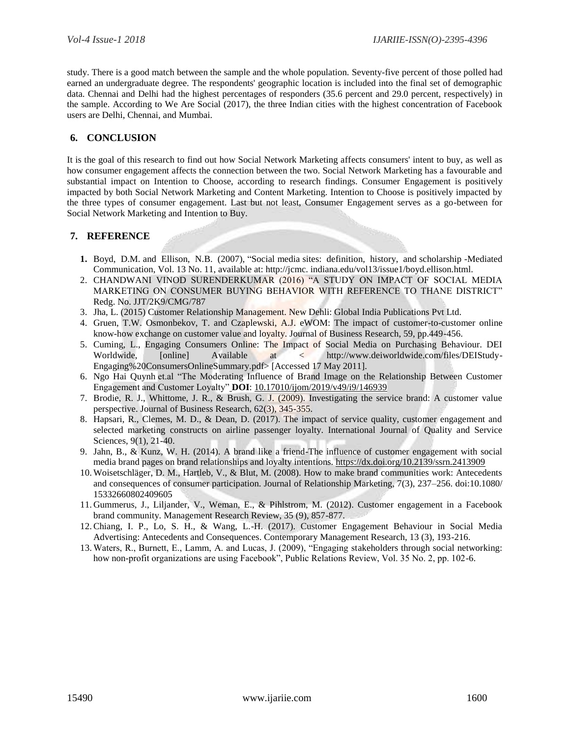study. There is a good match between the sample and the whole population. Seventy-five percent of those polled had earned an undergraduate degree. The respondents' geographic location is included into the final set of demographic data. Chennai and Delhi had the highest percentages of responders (35.6 percent and 29.0 percent, respectively) in the sample. According to We Are Social (2017), the three Indian cities with the highest concentration of Facebook users are Delhi, Chennai, and Mumbai.

## 6. CONCLUSION

It is the goal of this research to find out how Social Network Marketing affects consumers' intent to buy, as well as how consumer engagement affects the connection between the two. Social Network Marketing has a favourable and substantial impact on Intention to Choose, according to research findings. Consumer Engagement is positively impacted by both Social Network Marketing and Content Marketing. Intention to Choose is positively impacted by the three types of consumer engagement. Last but not least, Consumer Engagement serves as a go-between for Social Network Marketing and Intention to Buy.

## 7. REFERENCE

1. Boyd, D.M. and Ellison, N.B. (2007), "Social media sites: definition, history, and scholarship -Mediated Communication, Vol. 13 No. 11, available at: http://jcmc. indiana.edu/vol13/issue1/boyd.ellison.html.
2. CHANDWANI VINOD SURENDERKUMAR (2016) "A STUDY ON IMPACT OF SOCIAL MEDIA MARKETING ON CONSUMER BUYING BEHAVIOR WITH REFERENCE TO THANE DISTRICT" Redg. No. JJT/2K9/CMG/787
3. Jha, L. (2015) Customer Relationship Management. New Dehli: Global India Publications Pvt Ltd.
4. Gruen, T.W. Osmonbekov, T. and Czaplewski, A.J. eWOM: The impact of customer-to-customer online know-how exchange on customer value and loyalty. Journal of Business Research, 59, pp.449-456.
5. Cuming, L., Engaging Consumers Online: The Impact of Social Media on Purchasing Behaviour. DEI Worldwide, [online] Available at < http://www.deiworldwide.com/files/DEIStudy-Engaging%20ConsumersOnlineSummary.pdf> [Accessed 17 May 2011].
6. Ngo Hai Quynh et.al "The Moderating Influence of Brand Image on the Relationship Between Customer Engagement and Customer Loyalty" **DOI**: 10.17010/ijom/2019/v49/i9/146939
7. Brodie, R. J., Whittome, J. R., & Brush, G. J. (2009). Investigating the service brand: A customer value perspective. Journal of Business Research, 62(3), 345-355.
8. Hapsari, R., Clemes, M. D., & Dean, D. (2017). The impact of service quality, customer engagement and selected marketing constructs on airline passenger loyalty. International Journal of Quality and Service Sciences, 9(1), 21-40.
9. Jahn, B., & Kunz, W. H. (2014). A brand like a friend-The influence of customer engagement with social media brand pages on brand relationships and loyalty intentions. https://dx.doi.org/10.2139/ssrn.2413909
10. Woisetschläger, D. M., Hartleb, V., & Blut, M. (2008). How to make brand communities work: Antecedents and consequences of consumer participation. Journal of Relationship Marketing, 7(3), 237–256. doi:10.1080/15332660802409605
11. Gummerus, J., Liljander, V., Weman, E., & Pihlstrom, M. (2012). Customer engagement in a Facebook brand community. Management Research Review, 35 (9), 857-877.
12. Chiang, I. P., Lo, S. H., & Wang, L.-H. (2017). Customer Engagement Behaviour in Social Media Advertising: Antecedents and Consequences. Contemporary Management Research, 13 (3), 193-216.
13. Waters, R., Burnett, E., Lamm, A. and Lucas, J. (2009), "Engaging stakeholders through social networking: how non-profit organizations are using Facebook", Public Relations Review, Vol. 35 No. 2, pp. 102-6.